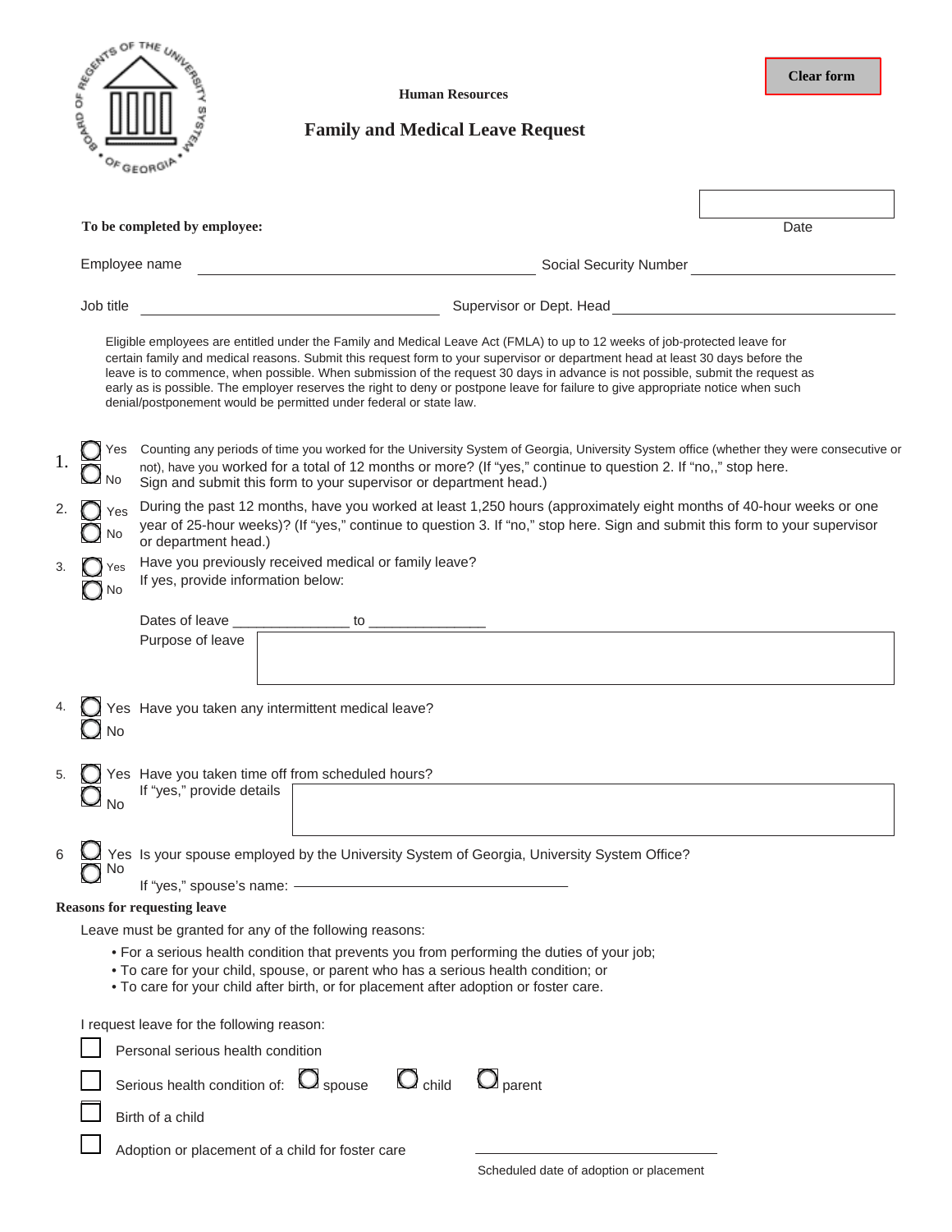Human Resources

# Family and Medical Leave Request

Clear form

**To be completed by employee:**

Date ____________________

Employee name ______________________________ Social Security Number ____________________

Job title ______________________________ Supervisor or Dept. Head ______________________________

Eligible employees are entitled under the Family and Medical Leave Act (FMLA) to up to 12 weeks of job-protected leave for certain family and medical reasons. Submit this request form to your supervisor or department head at least 30 days before the leave is to commence, when possible. When submission of the request 30 days in advance is not possible, submit the request as early as is possible. The employer reserves the right to deny or postpone leave for failure to give appropriate notice when such denial/postponement would be permitted under federal or state law.

1. ◯ Yes ◯ No — Counting any periods of time you worked for the University System of Georgia, University System office (whether they were consecutive or not), have you worked for a total of 12 months or more? (If "yes," continue to question 2. If "no,," stop here. Sign and submit this form to your supervisor or department head.)

2. ◯ Yes ◯ No — During the past 12 months, have you worked at least 1,250 hours (approximately eight months of 40-hour weeks or one year of 25-hour weeks)? (If "yes," continue to question 3. If "no," stop here. Sign and submit this form to your supervisor or department head.)

3. ◯ Yes ◯ No — Have you previously received medical or family leave? If yes, provide information below:

   Dates of leave _______________ to _______________

   Purpose of leave ______________________________

4. ◯ Yes ◯ No — Have you taken any intermittent medical leave?

5. ◯ Yes ◯ No — Have you taken time off from scheduled hours?

   If "yes," provide details ______________________________

6. ◯ Yes ◯ No — Is your spouse employed by the University System of Georgia, University System Office?

   If "yes," spouse's name: ______________________________

**Reasons for requesting leave**

Leave must be granted for any of the following reasons:

- For a serious health condition that prevents you from performing the duties of your job;
- To care for your child, spouse, or parent who has a serious health condition; or
- To care for your child after birth, or for placement after adoption or foster care.

I request leave for the following reason:

- ☐ Personal serious health condition
- ☐ Serious health condition of: ◯ spouse ◯ child ◯ parent
- ☐ Birth of a child
- ☐ Adoption or placement of a child for foster care

______________________________
Scheduled date of adoption or placement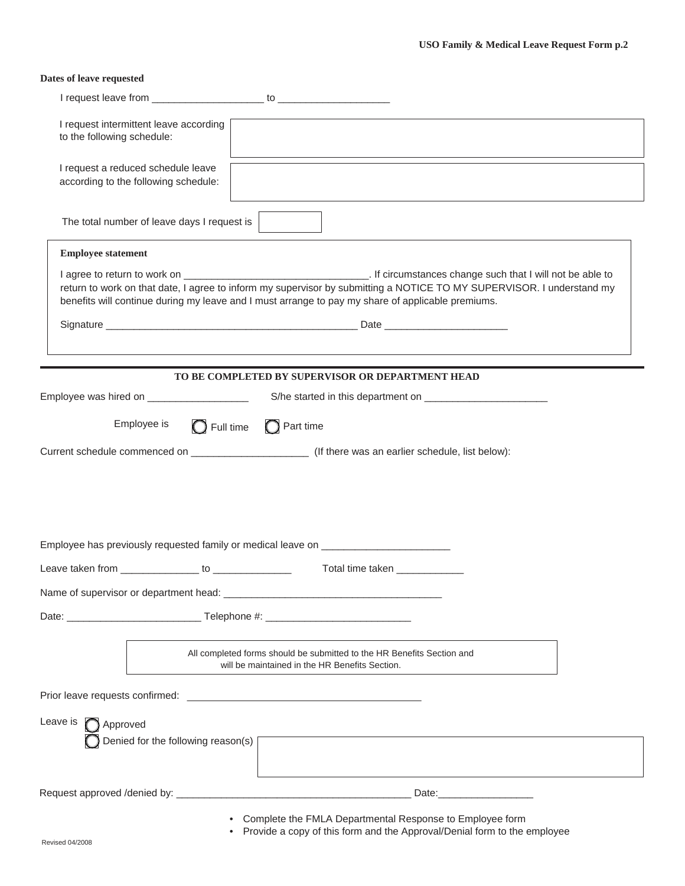**Dates of leave requested**

I request leave from ____________________ to ____________________

I request intermittent leave according to the following schedule:

I request a reduced schedule leave according to the following schedule:

The total number of leave days I request is

**Employee statement**

I agree to return to work on _________________________________. If circumstances change such that I will not be able to return to work on that date, I agree to inform my supervisor by submitting a NOTICE TO MY SUPERVISOR. I understand my benefits will continue during my leave and I must arrange to pay my share of applicable premiums.

Signature _____________________________________________ Date ______________________

---

**TO BE COMPLETED BY SUPERVISOR OR DEPARTMENT HEAD**

Employee was hired on __________________ S/he started in this department on ______________________

Employee is ◯ Full time ◯ Part time

Current schedule commenced on _____________________ (If there was an earlier schedule, list below):

Employee has previously requested family or medical leave on _______________________

Leave taken from ______________ to ______________ Total time taken ____________

Name of supervisor or department head: _______________________________________

Date: ________________________ Telephone #: __________________________

All completed forms should be submitted to the HR Benefits Section and will be maintained in the HR Benefits Section.

Prior leave requests confirmed: __________________________________________

Leave is ◯ Approved

◯ Denied for the following reason(s)

Request approved /denied by: __________________________________________ Date:_________________

- Complete the FMLA Departmental Response to Employee form
- Provide a copy of this form and the Approval/Denial form to the employee

Revised 04/2008